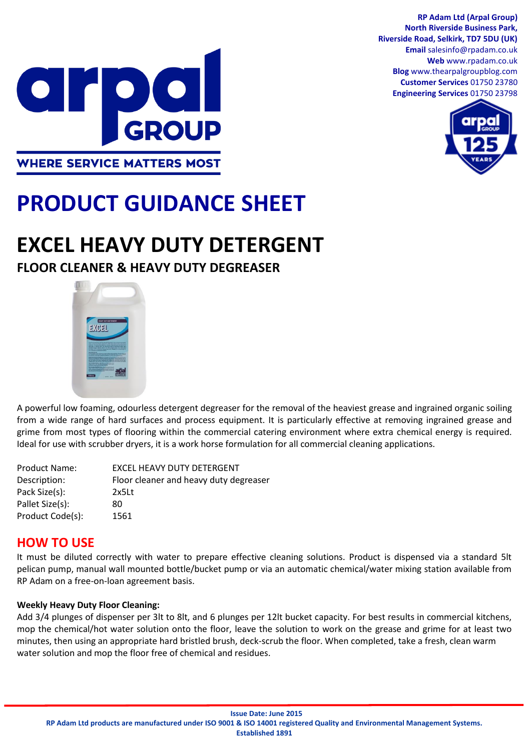**RP Adam Ltd (Arpal Group)**
**North Riverside Business Park,**
**Riverside Road, Selkirk, TD7 5DU (UK)**
**Email** salesinfo@rpadam.co.uk
**Web** www.rpadam.co.uk
**Blog** www.thearpalgroupblog.com
**Customer Services** 01750 23780
**Engineering Services** 01750 23798

arpal GROUP
WHERE SERVICE MATTERS MOST

# PRODUCT GUIDANCE SHEET

# EXCEL HEAVY DUTY DETERGENT

## FLOOR CLEANER & HEAVY DUTY DEGREASER

A powerful low foaming, odourless detergent degreaser for the removal of the heaviest grease and ingrained organic soiling from a wide range of hard surfaces and process equipment. It is particularly effective at removing ingrained grease and grime from most types of flooring within the commercial catering environment where extra chemical energy is required. Ideal for use with scrubber dryers, it is a work horse formulation for all commercial cleaning applications.

| | |
|---|---|
| Product Name: | EXCEL HEAVY DUTY DETERGENT |
| Description: | Floor cleaner and heavy duty degreaser |
| Pack Size(s): | 2x5Lt |
| Pallet Size(s): | 80 |
| Product Code(s): | 1561 |

## HOW TO USE

It must be diluted correctly with water to prepare effective cleaning solutions. Product is dispensed via a standard 5lt pelican pump, manual wall mounted bottle/bucket pump or via an automatic chemical/water mixing station available from RP Adam on a free-on-loan agreement basis.

**Weekly Heavy Duty Floor Cleaning:**

Add 3/4 plunges of dispenser per 3lt to 8lt, and 6 plunges per 12lt bucket capacity. For best results in commercial kitchens, mop the chemical/hot water solution onto the floor, leave the solution to work on the grease and grime for at least two minutes, then using an appropriate hard bristled brush, deck-scrub the floor. When completed, take a fresh, clean warm water solution and mop the floor free of chemical and residues.

**Issue Date: June 2015**
**RP Adam Ltd products are manufactured under ISO 9001 & ISO 14001 registered Quality and Environmental Management Systems.**
**Established 1891**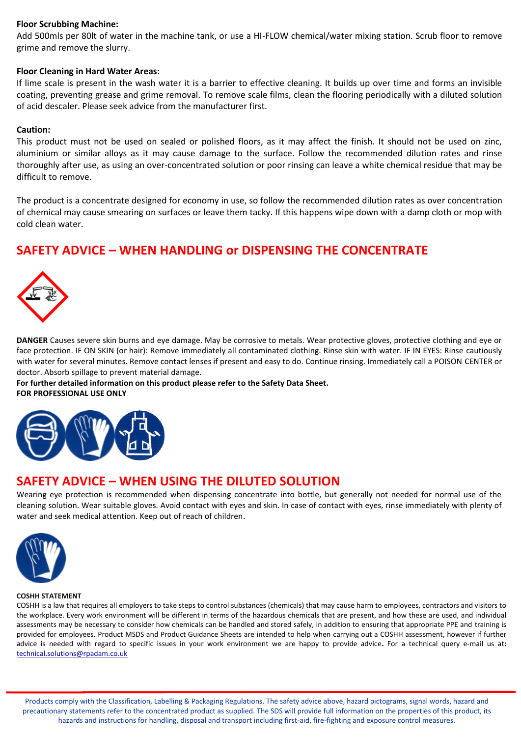**Floor Scrubbing Machine:**
Add 500mls per 80lt of water in the machine tank, or use a HI-FLOW chemical/water mixing station. Scrub floor to remove grime and remove the slurry.

**Floor Cleaning in Hard Water Areas:**
If lime scale is present in the wash water it is a barrier to effective cleaning. It builds up over time and forms an invisible coating, preventing grease and grime removal. To remove scale films, clean the flooring periodically with a diluted solution of acid descaler. Please seek advice from the manufacturer first.

**Caution:**
This product must not be used on sealed or polished floors, as it may affect the finish. It should not be used on zinc, aluminium or similar alloys as it may cause damage to the surface. Follow the recommended dilution rates and rinse thoroughly after use, as using an over-concentrated solution or poor rinsing can leave a white chemical residue that may be difficult to remove.

The product is a concentrate designed for economy in use, so follow the recommended dilution rates as over concentration of chemical may cause smearing on surfaces or leave them tacky. If this happens wipe down with a damp cloth or mop with cold clean water.

## SAFETY ADVICE – WHEN HANDLING or DISPENSING THE CONCENTRATE

**DANGER** Causes severe skin burns and eye damage. May be corrosive to metals. Wear protective gloves, protective clothing and eye or face protection. IF ON SKIN (or hair): Remove immediately all contaminated clothing. Rinse skin with water. IF IN EYES: Rinse cautiously with water for several minutes. Remove contact lenses if present and easy to do. Continue rinsing. Immediately call a POISON CENTER or doctor. Absorb spillage to prevent material damage.
**For further detailed information on this product please refer to the Safety Data Sheet.**
**FOR PROFESSIONAL USE ONLY**

## SAFETY ADVICE – WHEN USING THE DILUTED SOLUTION

Wearing eye protection is recommended when dispensing concentrate into bottle, but generally not needed for normal use of the cleaning solution. Wear suitable gloves. Avoid contact with eyes and skin. In case of contact with eyes, rinse immediately with plenty of water and seek medical attention. Keep out of reach of children.

**COSHH STATEMENT**
COSHH is a law that requires all employers to take steps to control substances (chemicals) that may cause harm to employees, contractors and visitors to the workplace. Every work environment will be different in terms of the hazardous chemicals that are present, and how these are used, and individual assessments may be necessary to consider how chemicals can be handled and stored safely, in addition to ensuring that appropriate PPE and training is provided for employees. Product MSDS and Product Guidance Sheets are intended to help when carrying out a COSHH assessment, however if further advice is needed with regard to specific issues in your work environment we are happy to provide advice. For a technical query e-mail us at: technical.solutions@rpadam.co.uk

Products comply with the Classification, Labelling & Packaging Regulations. The safety advice above, hazard pictograms, signal words, hazard and precautionary statements refer to the concentrated product as supplied. The SDS will provide full information on the properties of this product, its hazards and instructions for handling, disposal and transport including first-aid, fire-fighting and exposure control measures.